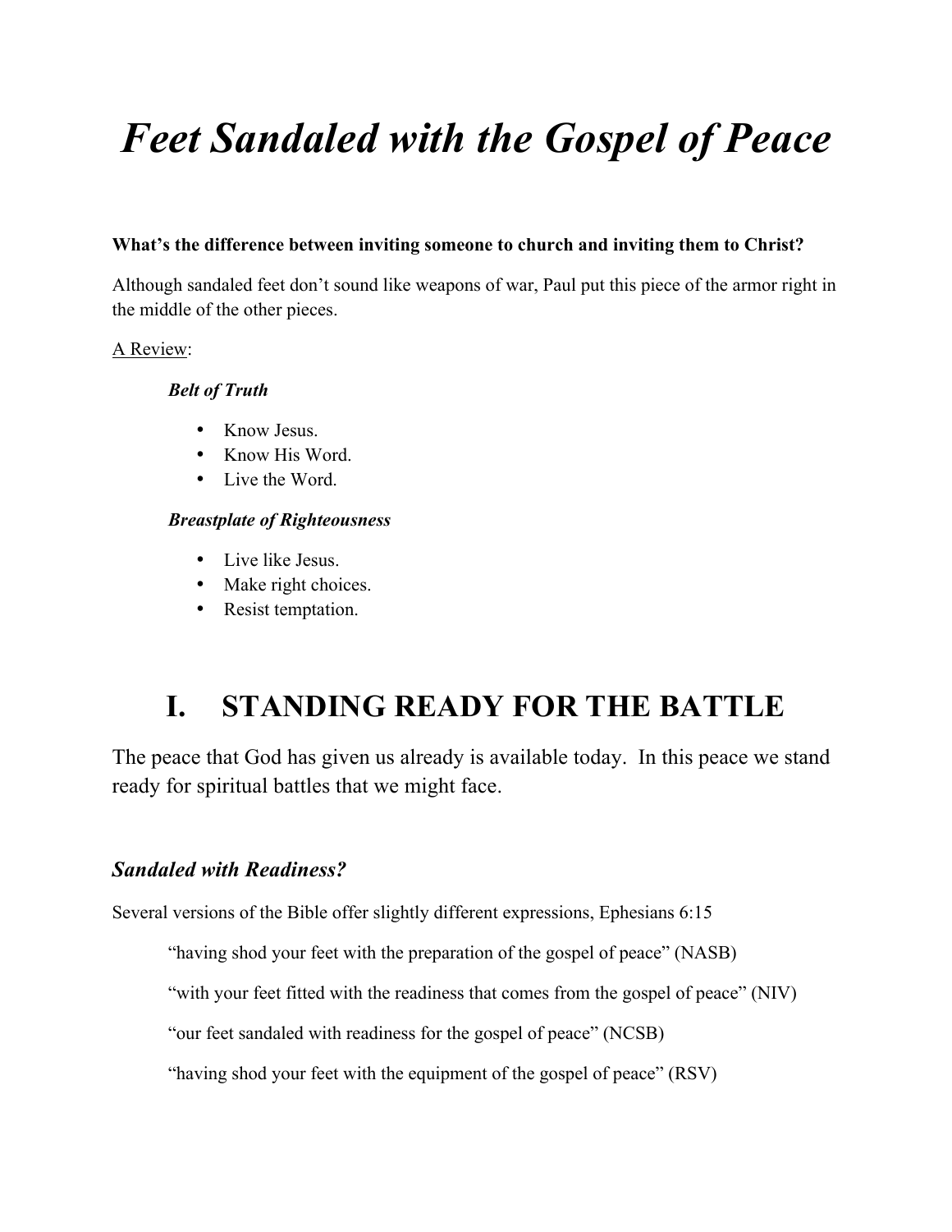# *Feet Sandaled with the Gospel of Peace*

**What's the difference between inviting someone to church and inviting them to Christ?**

Although sandaled feet don't sound like weapons of war, Paul put this piece of the armor right in the middle of the other pieces.

<u>A Review</u>:

***Belt of Truth***

- Know Jesus.
- Know His Word.
- Live the Word.

***Breastplate of Righteousness***

- Live like Jesus.
- Make right choices.
- Resist temptation.

## I. STANDING READY FOR THE BATTLE

The peace that God has given us already is available today. In this peace we stand ready for spiritual battles that we might face.

### *Sandaled with Readiness?*

Several versions of the Bible offer slightly different expressions, Ephesians 6:15

> "having shod your feet with the preparation of the gospel of peace" (NASB)
>
> "with your feet fitted with the readiness that comes from the gospel of peace" (NIV)
>
> "our feet sandaled with readiness for the gospel of peace" (NCSB)
>
> "having shod your feet with the equipment of the gospel of peace" (RSV)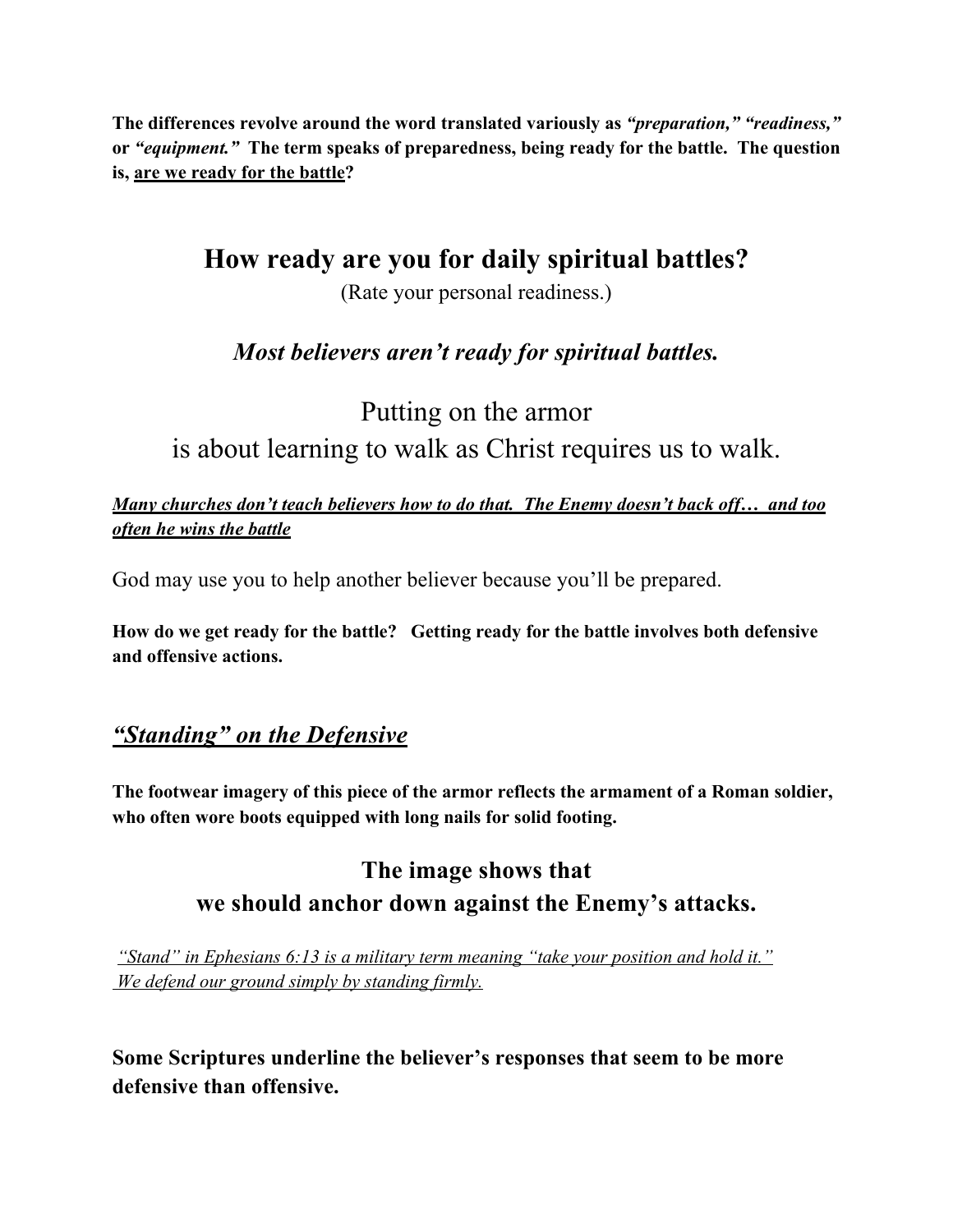**The differences revolve around the word translated variously as *"preparation," "readiness,"* or *"equipment."* The term speaks of preparedness, being ready for the battle. The question is, <u>are we ready for the battle</u>?**

## How ready are you for daily spiritual battles?

(Rate your personal readiness.)

### *Most believers aren't ready for spiritual battles.*

Putting on the armor
is about learning to walk as Christ requires us to walk.

***<u>Many churches don't teach believers how to do that. The Enemy doesn't back off… and too often he wins the battle</u>***

God may use you to help another believer because you'll be prepared.

**How do we get ready for the battle? Getting ready for the battle involves both defensive and offensive actions.**

## *<u>"Standing" on the Defensive</u>*

**The footwear imagery of this piece of the armor reflects the armament of a Roman soldier, who often wore boots equipped with long nails for solid footing.**

### The image shows that we should anchor down against the Enemy's attacks.

*<u>"Stand" in Ephesians 6:13 is a military term meaning "take your position and hold it." We defend our ground simply by standing firmly.</u>*

**Some Scriptures underline the believer's responses that seem to be more defensive than offensive.**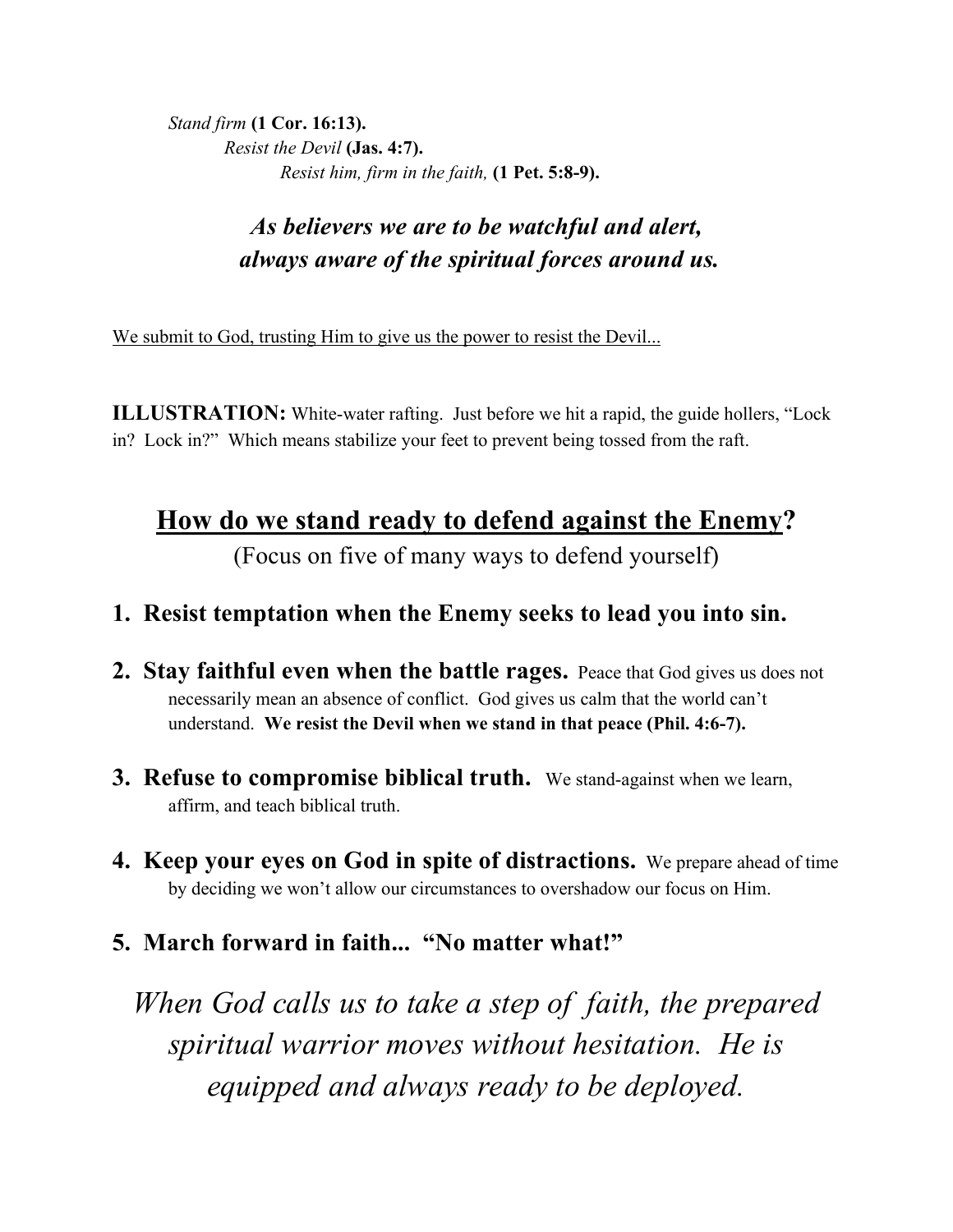*Stand firm* **(1 Cor. 16:13).**

*Resist the Devil* **(Jas. 4:7).**

*Resist him, firm in the faith,* **(1 Pet. 5:8-9).**

***As believers we are to be watchful and alert, always aware of the spiritual forces around us.***

<u>We submit to God, trusting Him to give us the power to resist the Devil...</u>

**ILLUSTRATION:** White-water rafting. Just before we hit a rapid, the guide hollers, "Lock in? Lock in?" Which means stabilize your feet to prevent being tossed from the raft.

## <u>How do we stand ready to defend against the Enemy</u>?

(Focus on five of many ways to defend yourself)

1. **Resist temptation when the Enemy seeks to lead you into sin.**
2. **Stay faithful even when the battle rages.** Peace that God gives us does not necessarily mean an absence of conflict. God gives us calm that the world can't understand. **We resist the Devil when we stand in that peace (Phil. 4:6-7).**
3. **Refuse to compromise biblical truth.** We stand-against when we learn, affirm, and teach biblical truth.
4. **Keep your eyes on God in spite of distractions.** We prepare ahead of time by deciding we won't allow our circumstances to overshadow our focus on Him.
5. **March forward in faith... "No matter what!"**

*When God calls us to take a step of faith, the prepared spiritual warrior moves without hesitation. He is equipped and always ready to be deployed.*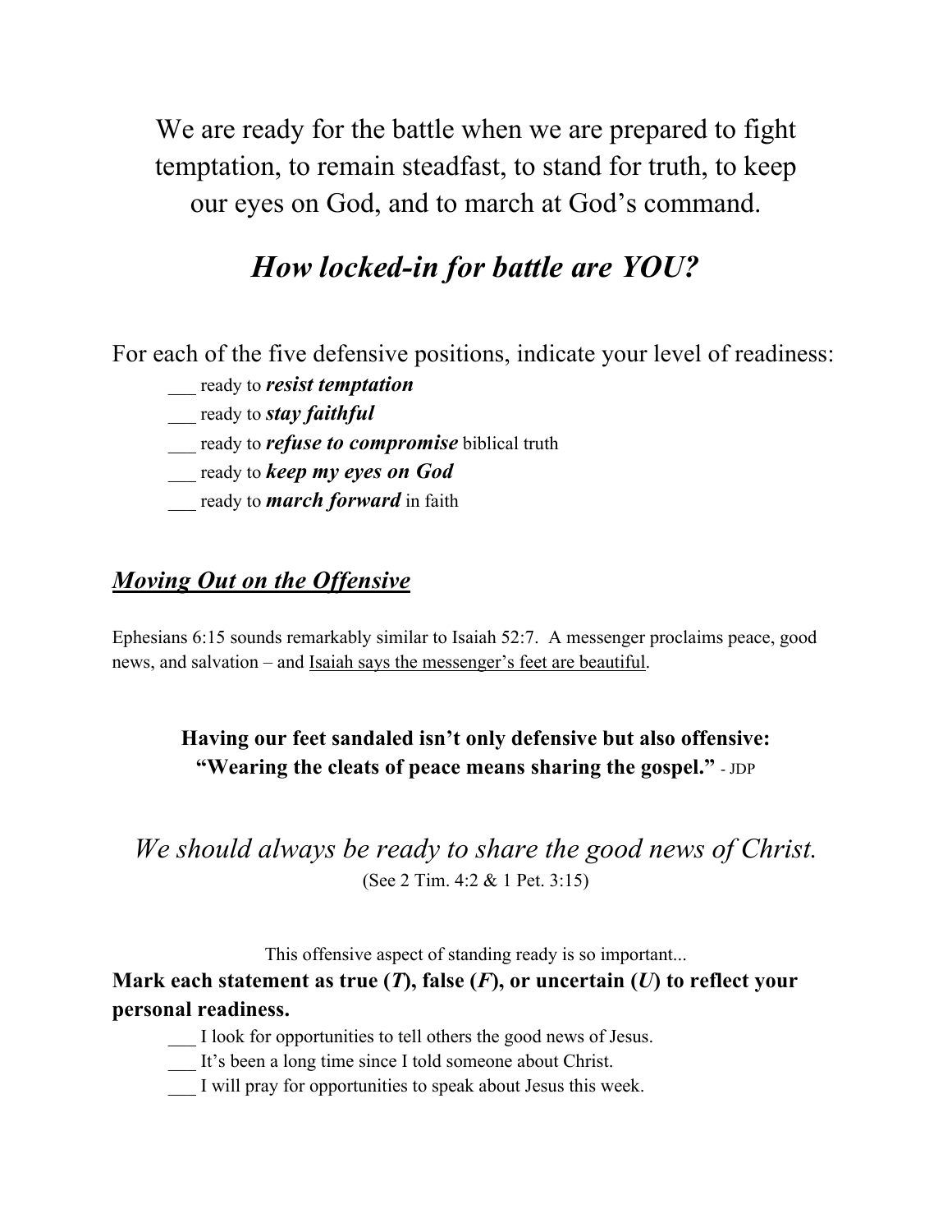We are ready for the battle when we are prepared to fight temptation, to remain steadfast, to stand for truth, to keep our eyes on God, and to march at God's command.

## *How locked-in for battle are YOU?*

For each of the five defensive positions, indicate your level of readiness:

___ ready to ***resist temptation***
___ ready to ***stay faithful***
___ ready to ***refuse to compromise*** biblical truth
___ ready to ***keep my eyes on God***
___ ready to ***march forward*** in faith

## ***Moving Out on the Offensive***

Ephesians 6:15 sounds remarkably similar to Isaiah 52:7. A messenger proclaims peace, good news, and salvation – and Isaiah says the messenger's feet are beautiful.

**Having our feet sandaled isn't only defensive but also offensive: "Wearing the cleats of peace means sharing the gospel."** - JDP

*We should always be ready to share the good news of Christ.*
(See 2 Tim. 4:2 & 1 Pet. 3:15)

This offensive aspect of standing ready is so important...

**Mark each statement as true (*T*), false (*F*), or uncertain (*U*) to reflect your personal readiness.**

___ I look for opportunities to tell others the good news of Jesus.
___ It's been a long time since I told someone about Christ.
___ I will pray for opportunities to speak about Jesus this week.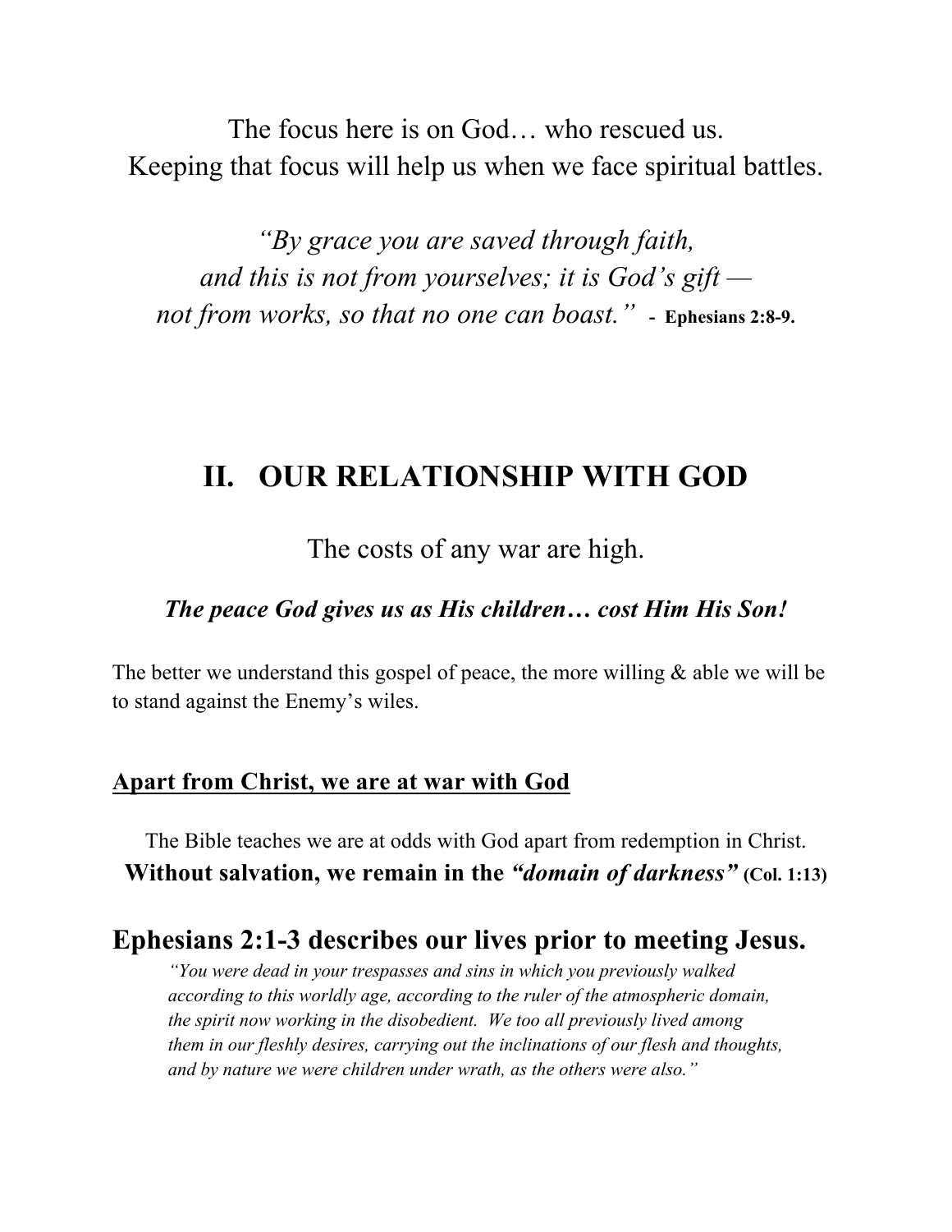The focus here is on God… who rescued us.
Keeping that focus will help us when we face spiritual battles.

*"By grace you are saved through faith,*
*and this is not from yourselves; it is God's gift —*
*not from works, so that no one can boast."* **- Ephesians 2:8-9.**

## II. OUR RELATIONSHIP WITH GOD

The costs of any war are high.

***The peace God gives us as His children… cost Him His Son!***

The better we understand this gospel of peace, the more willing & able we will be to stand against the Enemy's wiles.

### Apart from Christ, we are at war with God

The Bible teaches we are at odds with God apart from redemption in Christ.
**Without salvation, we remain in the *"domain of darkness"* (Col. 1:13)**

### Ephesians 2:1-3 describes our lives prior to meeting Jesus.

> *"You were dead in your trespasses and sins in which you previously walked according to this worldly age, according to the ruler of the atmospheric domain, the spirit now working in the disobedient. We too all previously lived among them in our fleshly desires, carrying out the inclinations of our flesh and thoughts, and by nature we were children under wrath, as the others were also."*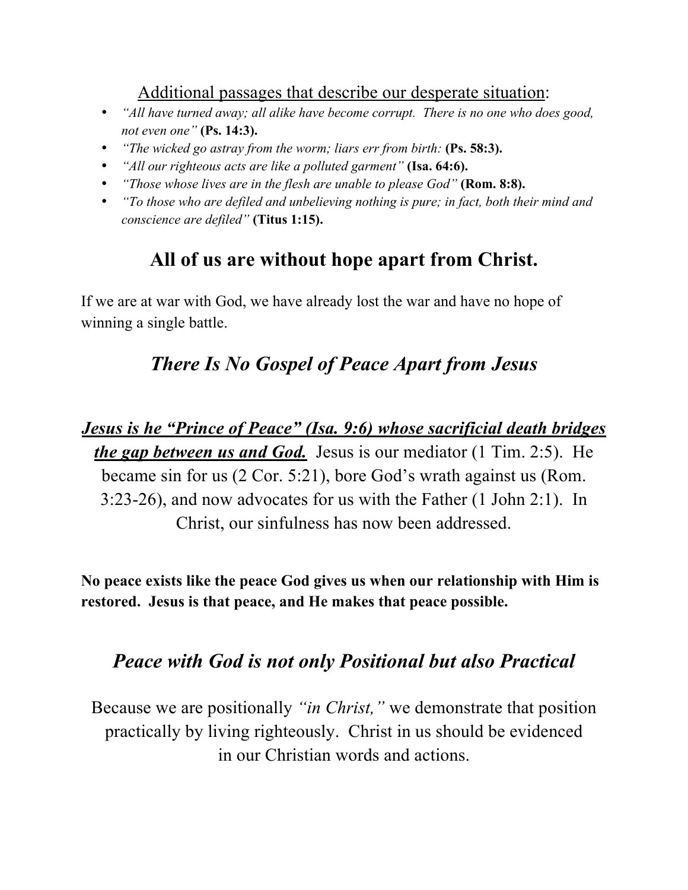<u>Additional passages that describe our desperate situation</u>:

- *"All have turned away; all alike have become corrupt. There is no one who does good, not even one"* **(Ps. 14:3).**
- *"The wicked go astray from the worm; liars err from birth:* **(Ps. 58:3).**
- *"All our righteous acts are like a polluted garment"* **(Isa. 64:6).**
- *"Those whose lives are in the flesh are unable to please God"* **(Rom. 8:8).**
- *"To those who are defiled and unbelieving nothing is pure; in fact, both their mind and conscience are defiled"* **(Titus 1:15).**

## All of us are without hope apart from Christ.

If we are at war with God, we have already lost the war and have no hope of winning a single battle.

## *There Is No Gospel of Peace Apart from Jesus*

***<u>Jesus is he "Prince of Peace" (Isa. 9:6) whose sacrificial death bridges the gap between us and God.</u>*** Jesus is our mediator (1 Tim. 2:5). He became sin for us (2 Cor. 5:21), bore God's wrath against us (Rom. 3:23-26), and now advocates for us with the Father (1 John 2:1). In Christ, our sinfulness has now been addressed.

**No peace exists like the peace God gives us when our relationship with Him is restored. Jesus is that peace, and He makes that peace possible.**

## *Peace with God is not only Positional but also Practical*

Because we are positionally *"in Christ,"* we demonstrate that position practically by living righteously. Christ in us should be evidenced in our Christian words and actions.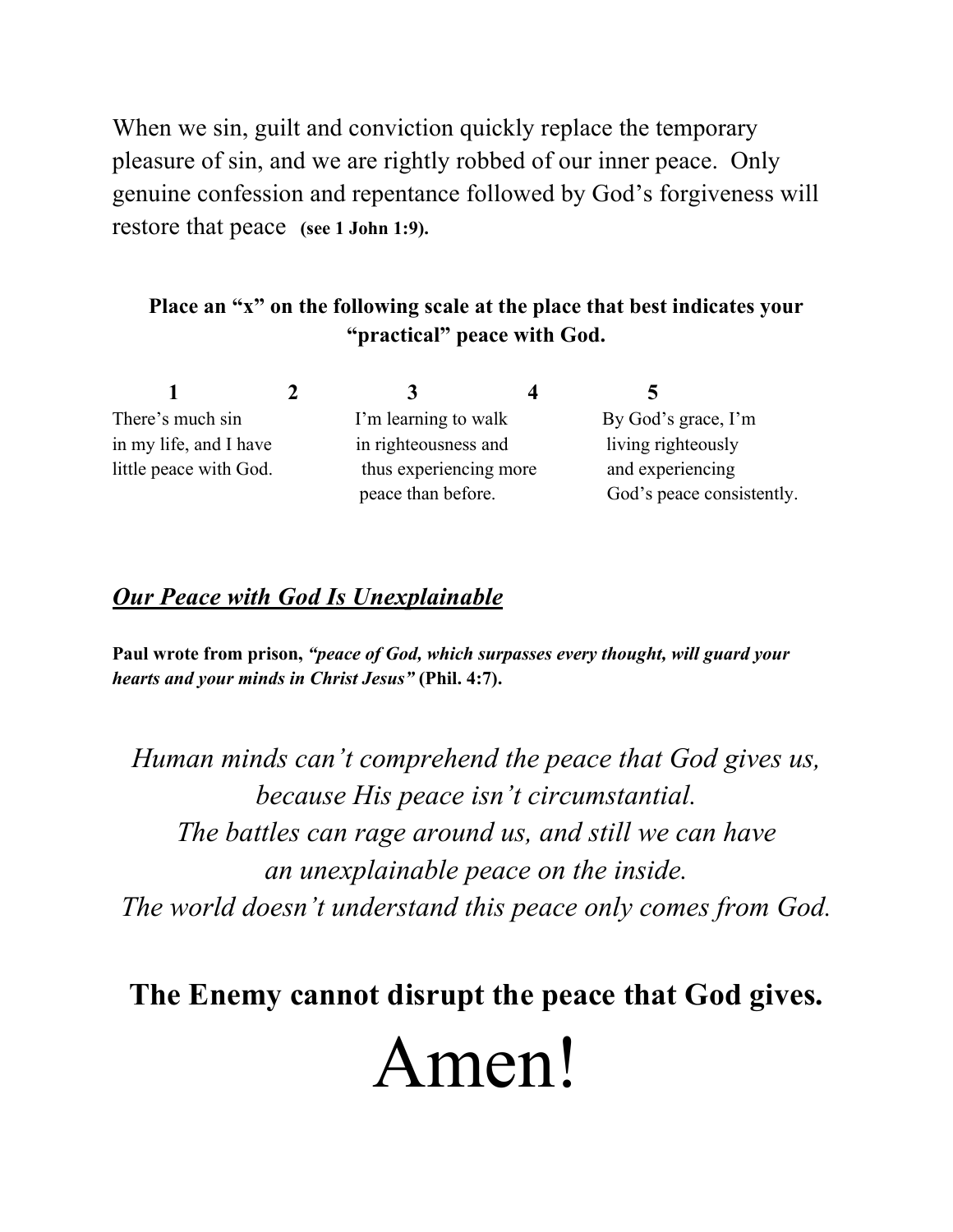When we sin, guilt and conviction quickly replace the temporary pleasure of sin, and we are rightly robbed of our inner peace. Only genuine confession and repentance followed by God's forgiveness will restore that peace **(see 1 John 1:9).**

**Place an "x" on the following scale at the place that best indicates your "practical" peace with God.**

| 1 | 2 | 3 | 4 | 5 |
|---|---|---|---|---|
| There's much sin in my life, and I have little peace with God. | | I'm learning to walk in righteousness and thus experiencing more peace than before. | | By God's grace, I'm living righteously and experiencing God's peace consistently. |

## ***Our Peace with God Is Unexplainable***

**Paul wrote from prison, *"peace of God, which surpasses every thought, will guard your hearts and your minds in Christ Jesus"* (Phil. 4:7).**

*Human minds can't comprehend the peace that God gives us, because His peace isn't circumstantial.*
*The battles can rage around us, and still we can have an unexplainable peace on the inside.*
*The world doesn't understand this peace only comes from God.*

**The Enemy cannot disrupt the peace that God gives.**

# Amen!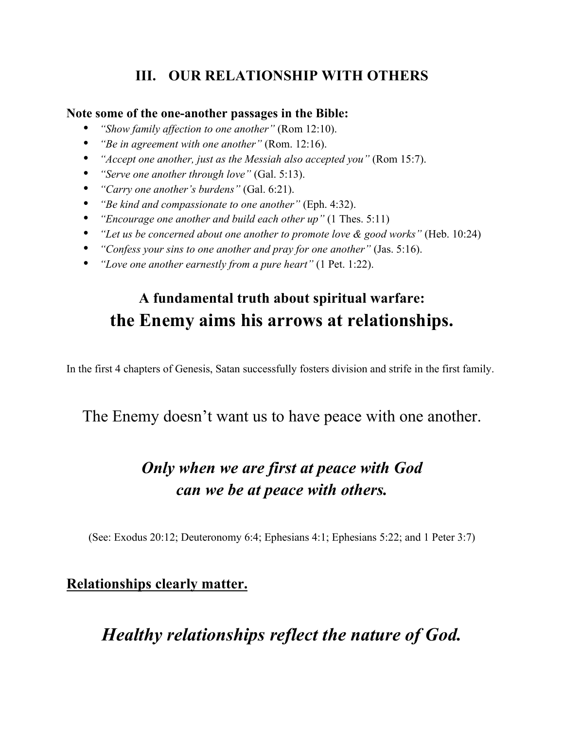## III. OUR RELATIONSHIP WITH OTHERS

**Note some of the one-another passages in the Bible:**

- *"Show family affection to one another"* (Rom 12:10).
- *"Be in agreement with one another"* (Rom. 12:16).
- *"Accept one another, just as the Messiah also accepted you"* (Rom 15:7).
- *"Serve one another through love"* (Gal. 5:13).
- *"Carry one another's burdens"* (Gal. 6:21).
- *"Be kind and compassionate to one another"* (Eph. 4:32).
- *"Encourage one another and build each other up"* (1 Thes. 5:11)
- *"Let us be concerned about one another to promote love & good works"* (Heb. 10:24)
- *"Confess your sins to one another and pray for one another"* (Jas. 5:16).
- *"Love one another earnestly from a pure heart"* (1 Pet. 1:22).

**A fundamental truth about spiritual warfare:**
**the Enemy aims his arrows at relationships.**

In the first 4 chapters of Genesis, Satan successfully fosters division and strife in the first family.

The Enemy doesn't want us to have peace with one another.

***Only when we are first at peace with God can we be at peace with others.***

(See: Exodus 20:12; Deuteronomy 6:4; Ephesians 4:1; Ephesians 5:22; and 1 Peter 3:7)

<u>**Relationships clearly matter.**</u>

***Healthy relationships reflect the nature of God.***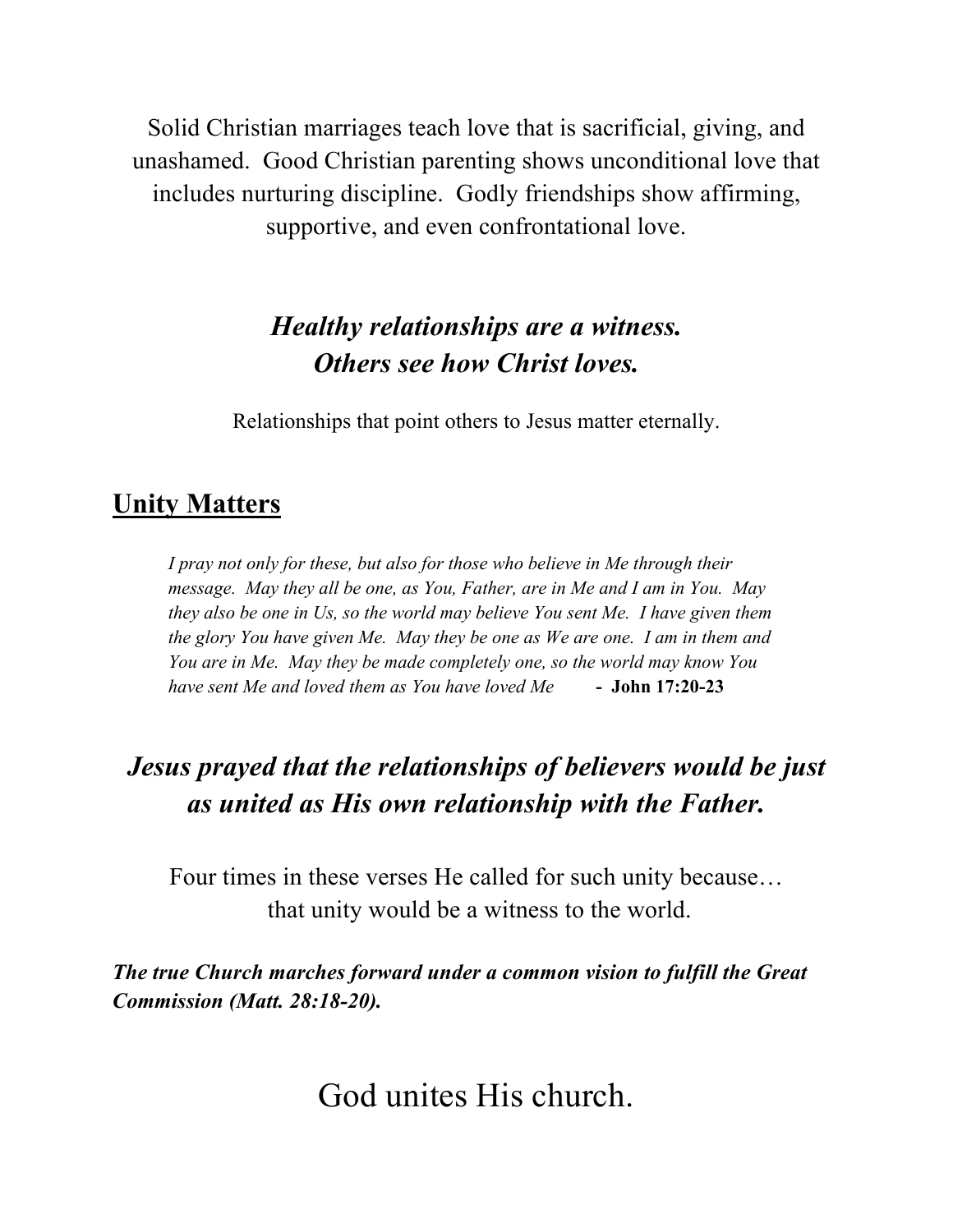Solid Christian marriages teach love that is sacrificial, giving, and unashamed. Good Christian parenting shows unconditional love that includes nurturing discipline. Godly friendships show affirming, supportive, and even confrontational love.

***Healthy relationships are a witness.***
***Others see how Christ loves.***

Relationships that point others to Jesus matter eternally.

## Unity Matters

> *I pray not only for these, but also for those who believe in Me through their message. May they all be one, as You, Father, are in Me and I am in You. May they also be one in Us, so the world may believe You sent Me. I have given them the glory You have given Me. May they be one as We are one. I am in them and You are in Me. May they be made completely one, so the world may know You have sent Me and loved them as You have loved Me* **- John 17:20-23**

***Jesus prayed that the relationships of believers would be just as united as His own relationship with the Father.***

Four times in these verses He called for such unity because…
that unity would be a witness to the world.

***The true Church marches forward under a common vision to fulfill the Great Commission (Matt. 28:18-20).***

God unites His church.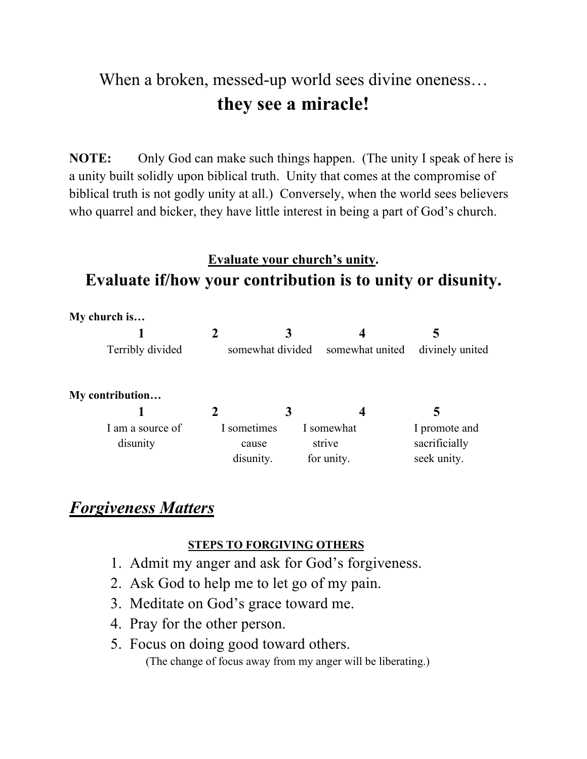When a broken, messed-up world sees divine oneness…

## they see a miracle!

**NOTE:** Only God can make such things happen. (The unity I speak of here is a unity built solidly upon biblical truth. Unity that comes at the compromise of biblical truth is not godly unity at all.) Conversely, when the world sees believers who quarrel and bicker, they have little interest in being a part of God's church.

**Evaluate your church's unity.**

## Evaluate if/how your contribution is to unity or disunity.

**My church is…**

| 1 | 2 | 3 | 4 | 5 |
|---|---|---|---|---|
| Terribly divided | | somewhat divided | somewhat united | divinely united |

**My contribution…**

| 1 | 2 | 3 | 4 | 5 |
|---|---|---|---|---|
| I am a source of disunity | I sometimes cause disunity. | I somewhat strive for unity. | | I promote and sacrificially seek unity. |

## ***Forgiveness Matters***

**STEPS TO FORGIVING OTHERS**

1. Admit my anger and ask for God's forgiveness.
2. Ask God to help me to let go of my pain.
3. Meditate on God's grace toward me.
4. Pray for the other person.
5. Focus on doing good toward others.
   (The change of focus away from my anger will be liberating.)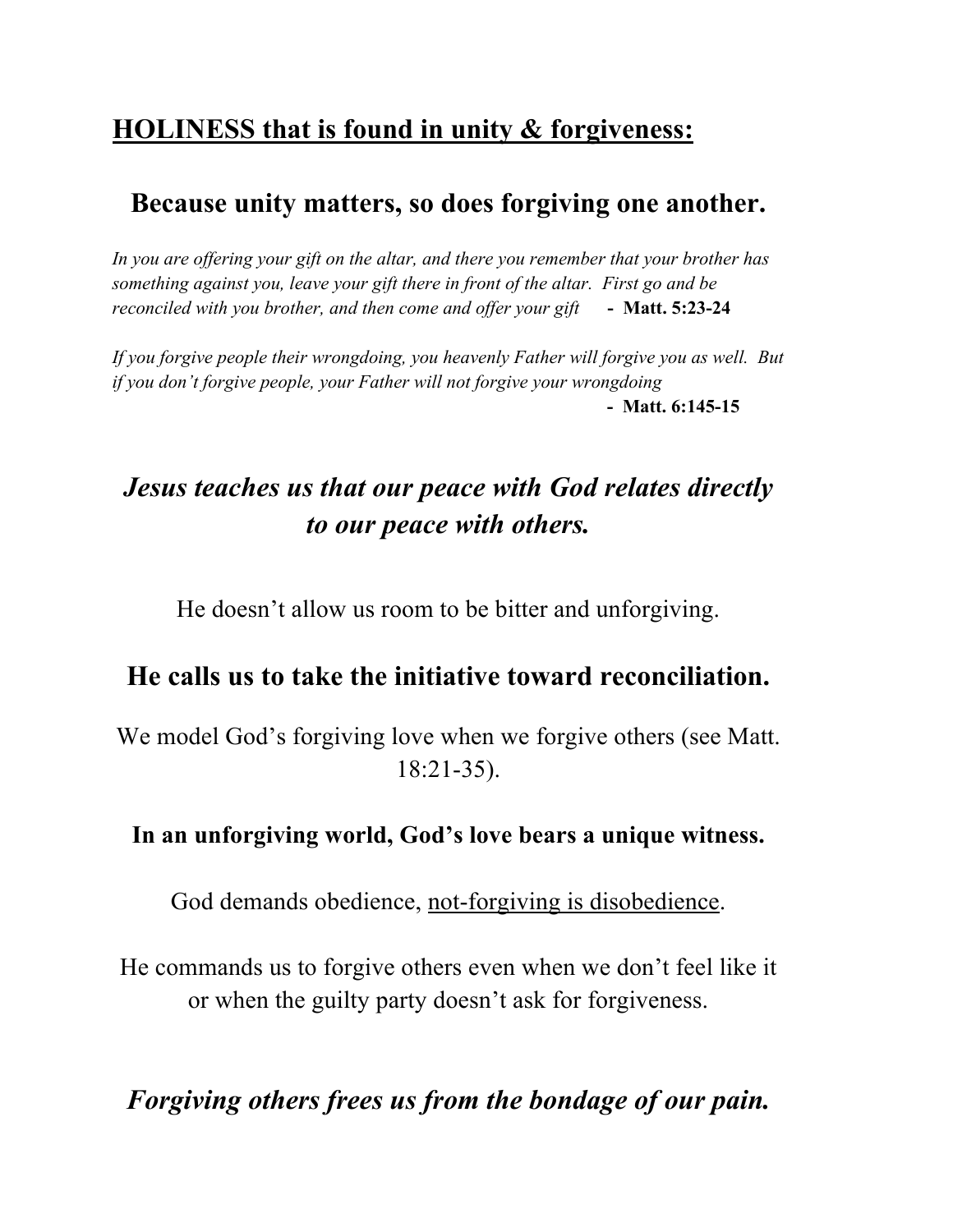## <u>**HOLINESS that is found in unity & forgiveness:**</u>

### Because unity matters, so does forgiving one another.

*In you are offering your gift on the altar, and there you remember that your brother has something against you, leave your gift there in front of the altar. First go and be reconciled with you brother, and then come and offer your gift* **- Matt. 5:23-24**

*If you forgive people their wrongdoing, you heavenly Father will forgive you as well. But if you don't forgive people, your Father will not forgive your wrongdoing*
**- Matt. 6:145-15**

### *Jesus teaches us that our peace with God relates directly to our peace with others.*

He doesn't allow us room to be bitter and unforgiving.

### He calls us to take the initiative toward reconciliation.

We model God's forgiving love when we forgive others (see Matt. 18:21-35).

**In an unforgiving world, God's love bears a unique witness.**

God demands obedience, <u>not-forgiving is disobedience</u>.

He commands us to forgive others even when we don't feel like it or when the guilty party doesn't ask for forgiveness.

### *Forgiving others frees us from the bondage of our pain.*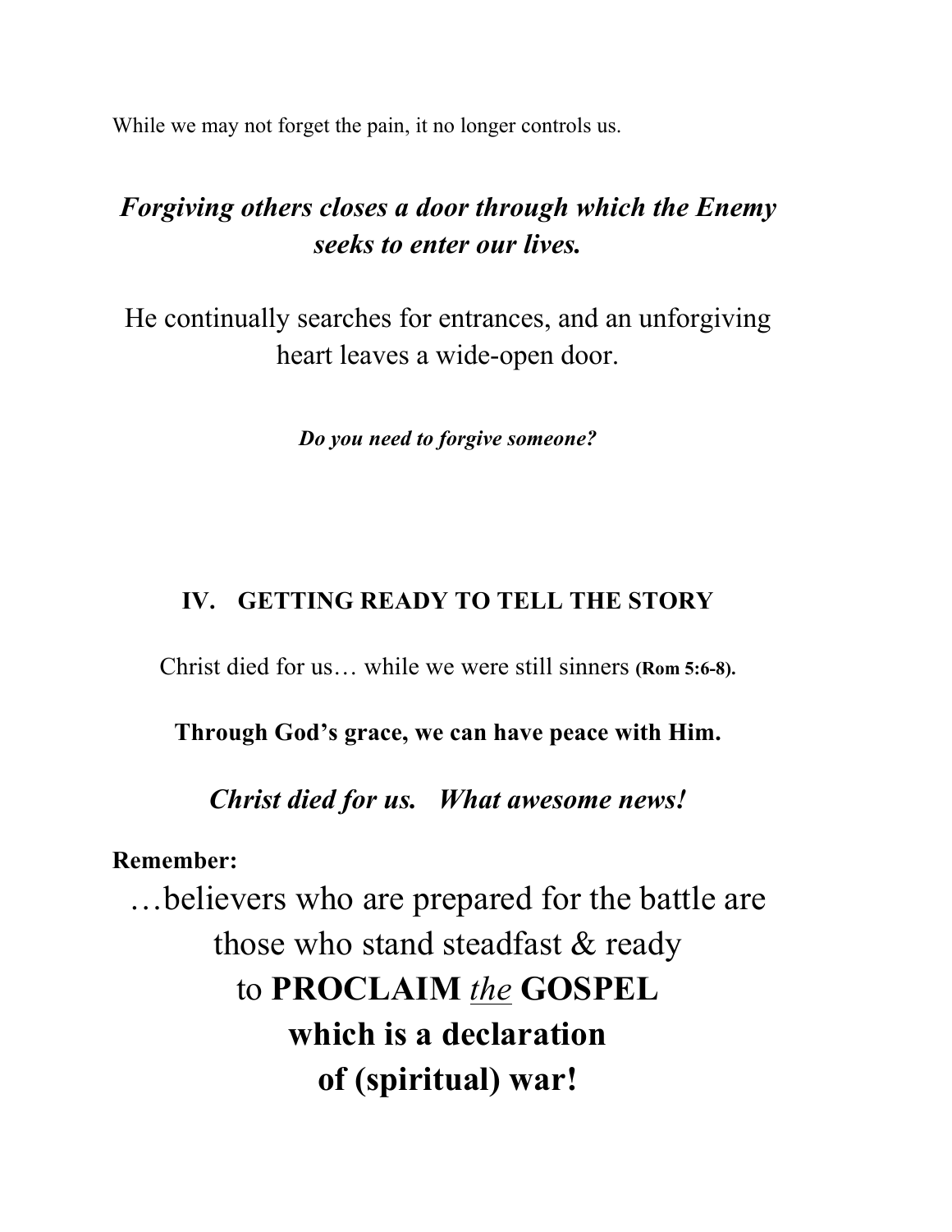While we may not forget the pain, it no longer controls us.

***Forgiving others closes a door through which the Enemy seeks to enter our lives.***

He continually searches for entrances, and an unforgiving heart leaves a wide-open door.

***Do you need to forgive someone?***

## IV. GETTING READY TO TELL THE STORY

Christ died for us… while we were still sinners **(Rom 5:6-8).**

**Through God's grace, we can have peace with Him.**

***Christ died for us. What awesome news!***

**Remember:**

…believers who are prepared for the battle are those who stand steadfast & ready to **PROCLAIM** ***the*** **GOSPEL which is a declaration of (spiritual) war!**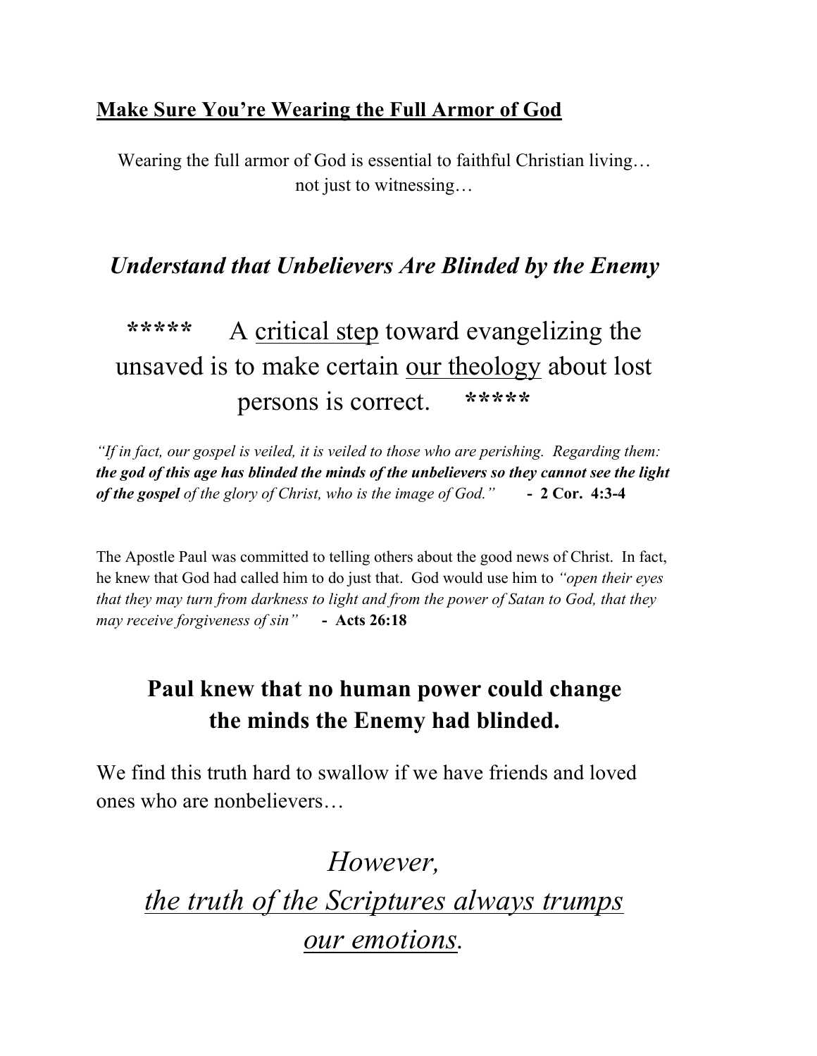## <u>Make Sure You're Wearing the Full Armor of God</u>

Wearing the full armor of God is essential to faithful Christian living… not just to witnessing…

### *Understand that Unbelievers Are Blinded by the Enemy*

***** A <u>critical step</u> toward evangelizing the unsaved is to make certain <u>our theology</u> about lost persons is correct. *****

*"If in fact, our gospel is veiled, it is veiled to those who are perishing. Regarding them:* ***the god of this age has blinded the minds of the unbelievers so they cannot see the light of the gospel*** *of the glory of Christ, who is the image of God."* **- 2 Cor. 4:3-4**

The Apostle Paul was committed to telling others about the good news of Christ. In fact, he knew that God had called him to do just that. God would use him to *"open their eyes that they may turn from darkness to light and from the power of Satan to God, that they may receive forgiveness of sin"* **- Acts 26:18**

### Paul knew that no human power could change the minds the Enemy had blinded.

We find this truth hard to swallow if we have friends and loved ones who are nonbelievers…

*However,*
*<u>the truth of the Scriptures always trumps our emotions</u>.*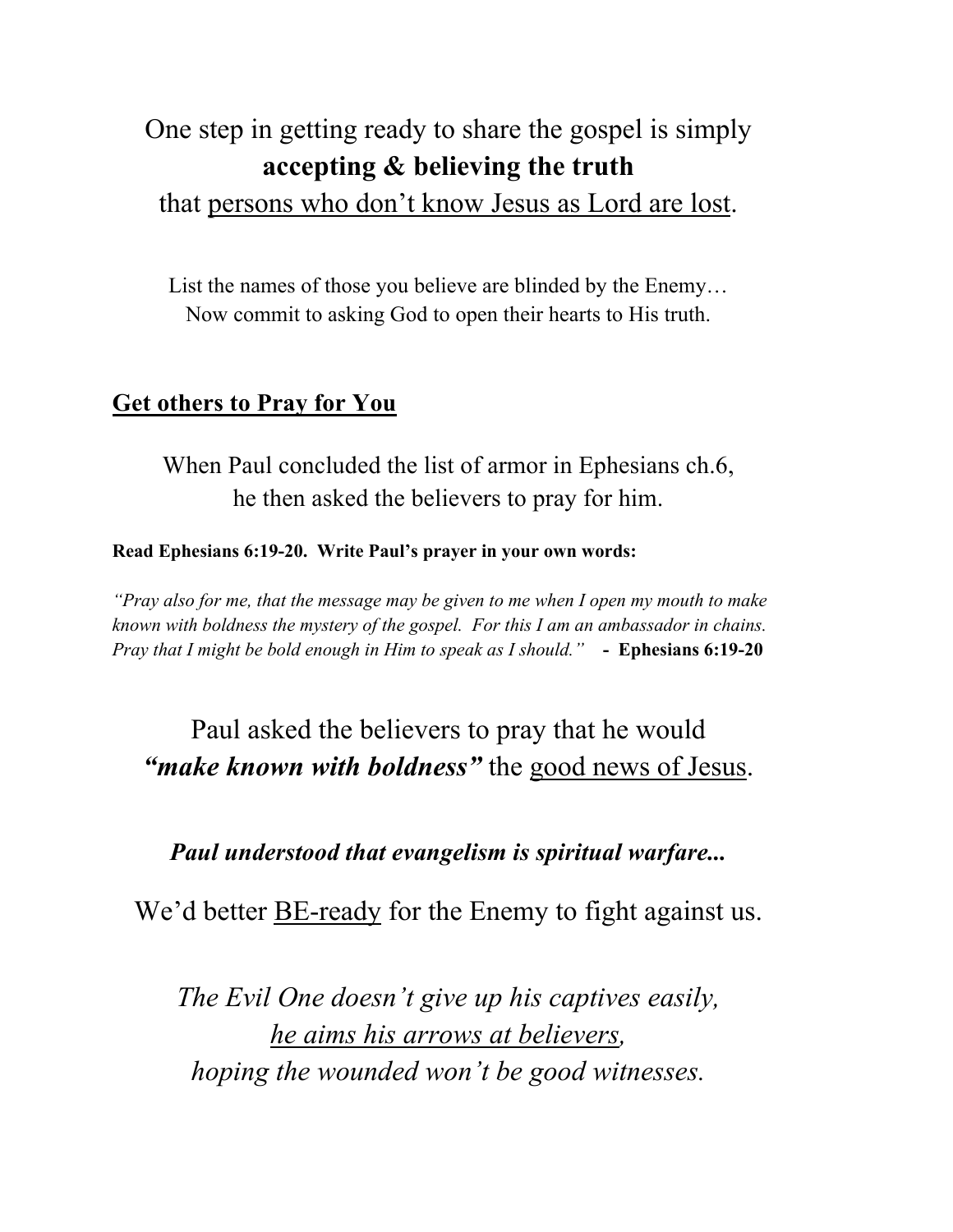One step in getting ready to share the gospel is simply **accepting & believing the truth** that <u>persons who don't know Jesus as Lord are lost</u>.

List the names of those you believe are blinded by the Enemy…
Now commit to asking God to open their hearts to His truth.

## <u>Get others to Pray for You</u>

When Paul concluded the list of armor in Ephesians ch.6, he then asked the believers to pray for him.

**Read Ephesians 6:19-20. Write Paul's prayer in your own words:**

*"Pray also for me, that the message may be given to me when I open my mouth to make known with boldness the mystery of the gospel. For this I am an ambassador in chains. Pray that I might be bold enough in Him to speak as I should."* **- Ephesians 6:19-20**

Paul asked the believers to pray that he would ***"make known with boldness"*** the <u>good news of Jesus</u>.

***Paul understood that evangelism is spiritual warfare...***

We'd better <u>BE-ready</u> for the Enemy to fight against us.

*The Evil One doesn't give up his captives easily,*
*<u>he aims his arrows at believers,</u>*
*hoping the wounded won't be good witnesses.*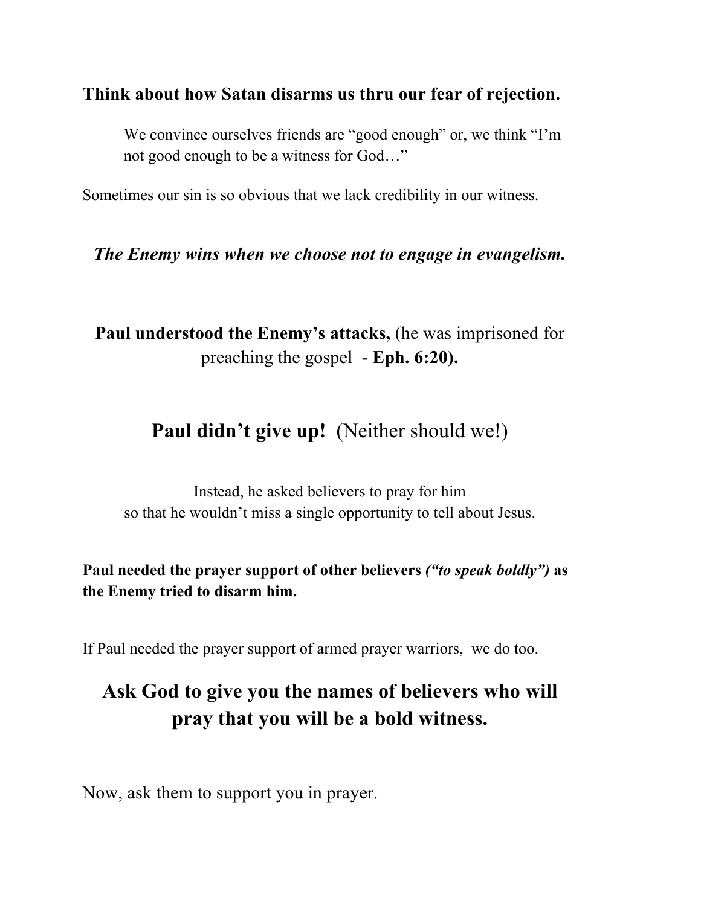**Think about how Satan disarms us thru our fear of rejection.**

> We convince ourselves friends are "good enough" or, we think "I'm not good enough to be a witness for God…"

Sometimes our sin is so obvious that we lack credibility in our witness.

***The Enemy wins when we choose not to engage in evangelism.***

**Paul understood the Enemy's attacks,** (he was imprisoned for preaching the gospel - **Eph. 6:20).**

## **Paul didn't give up!** (Neither should we!)

Instead, he asked believers to pray for him so that he wouldn't miss a single opportunity to tell about Jesus.

**Paul needed the prayer support of other believers *("to speak boldly")* as the Enemy tried to disarm him.**

If Paul needed the prayer support of armed prayer warriors, we do too.

## **Ask God to give you the names of believers who will pray that you will be a bold witness.**

Now, ask them to support you in prayer.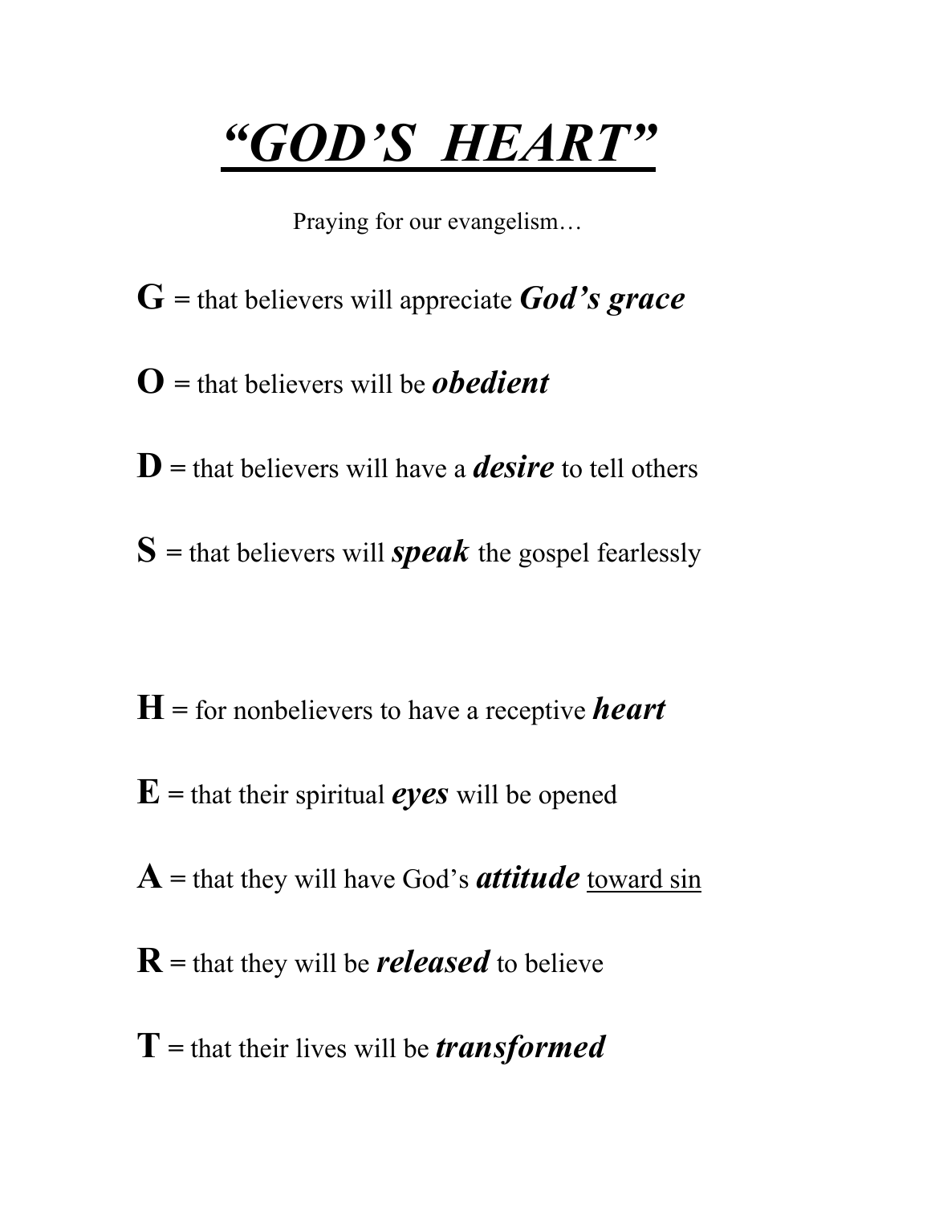# ***“GOD’S HEART”***

Praying for our evangelism…

**G** = that believers will appreciate ***God’s grace***

**O** = that believers will be ***obedient***

**D** = that believers will have a ***desire*** to tell others

**S** = that believers will ***speak*** the gospel fearlessly

**H** = for nonbelievers to have a receptive ***heart***

**E** = that their spiritual ***eyes*** will be opened

**A** = that they will have God’s ***attitude*** toward sin

**R** = that they will be ***released*** to believe

**T** = that their lives will be ***transformed***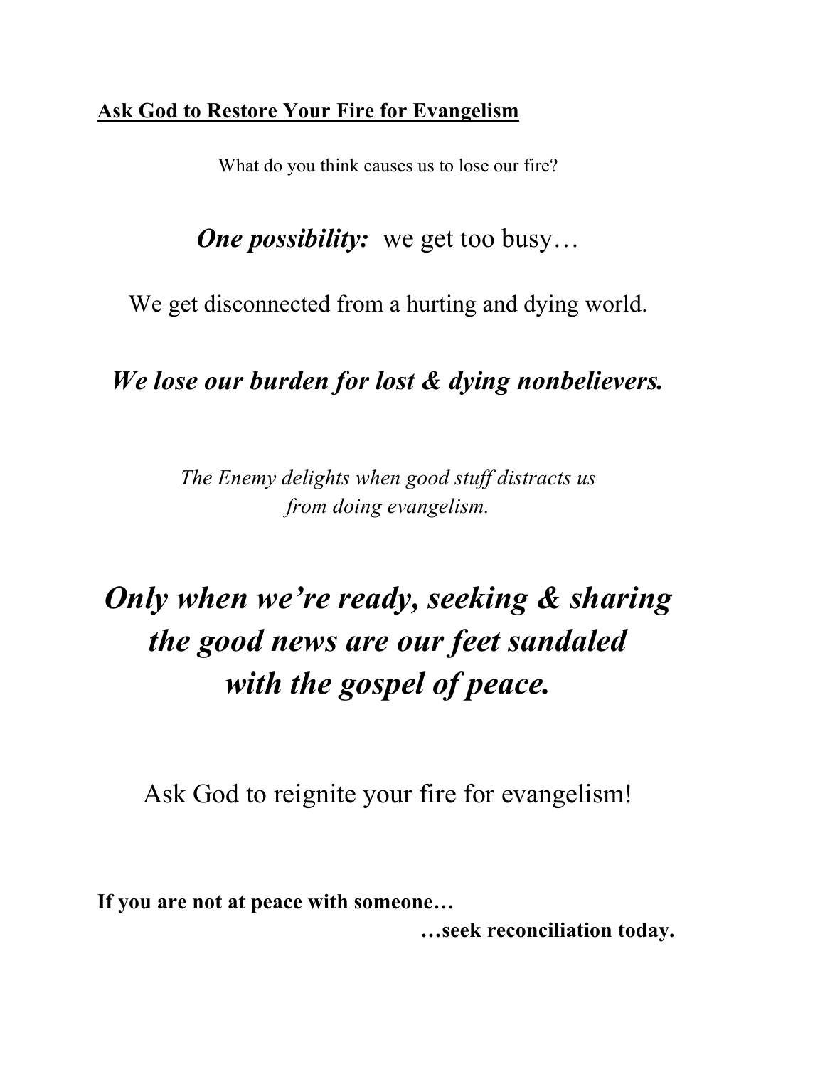**Ask God to Restore Your Fire for Evangelism**

What do you think causes us to lose our fire?

***One possibility:*** we get too busy…

We get disconnected from a hurting and dying world.

***We lose our burden for lost & dying nonbelievers.***

*The Enemy delights when good stuff distracts us from doing evangelism.*

***Only when we're ready, seeking & sharing the good news are our feet sandaled with the gospel of peace.***

Ask God to reignite your fire for evangelism!

**If you are not at peace with someone…**

**…seek reconciliation today.**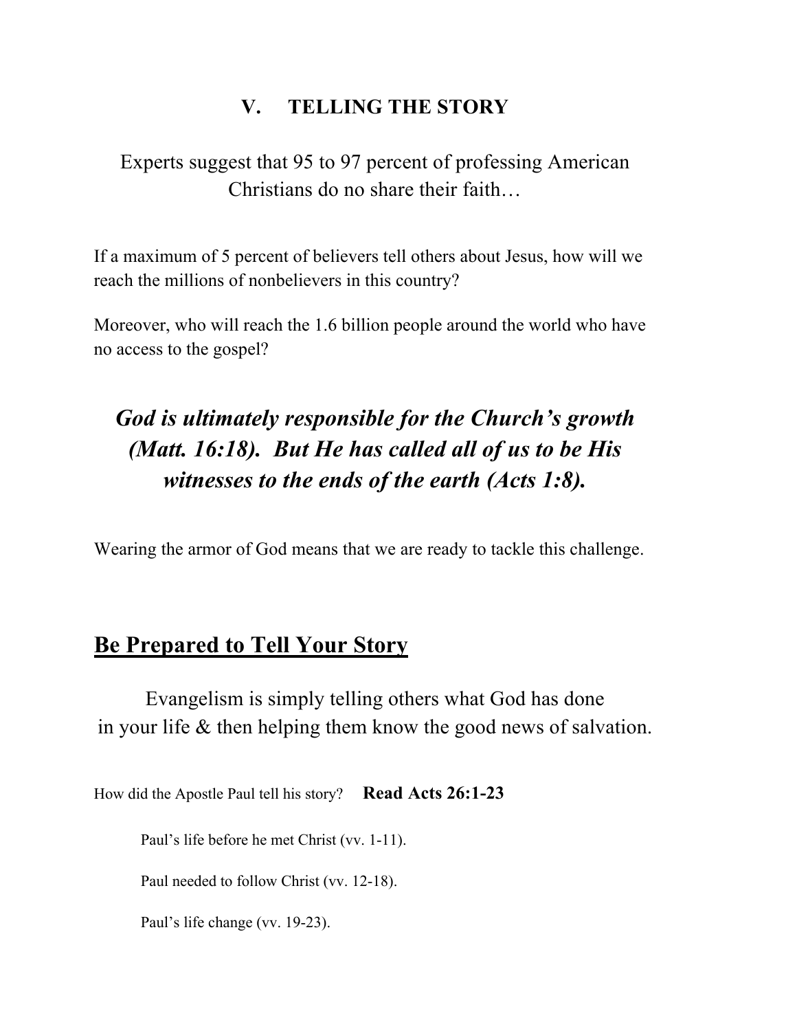# V. TELLING THE STORY

Experts suggest that 95 to 97 percent of professing American Christians do no share their faith…

If a maximum of 5 percent of believers tell others about Jesus, how will we reach the millions of nonbelievers in this country?

Moreover, who will reach the 1.6 billion people around the world who have no access to the gospel?

***God is ultimately responsible for the Church's growth (Matt. 16:18). But He has called all of us to be His witnesses to the ends of the earth (Acts 1:8).***

Wearing the armor of God means that we are ready to tackle this challenge.

## Be Prepared to Tell Your Story

Evangelism is simply telling others what God has done in your life & then helping them know the good news of salvation.

How did the Apostle Paul tell his story? **Read Acts 26:1-23**

Paul's life before he met Christ (vv. 1-11).

Paul needed to follow Christ (vv. 12-18).

Paul's life change (vv. 19-23).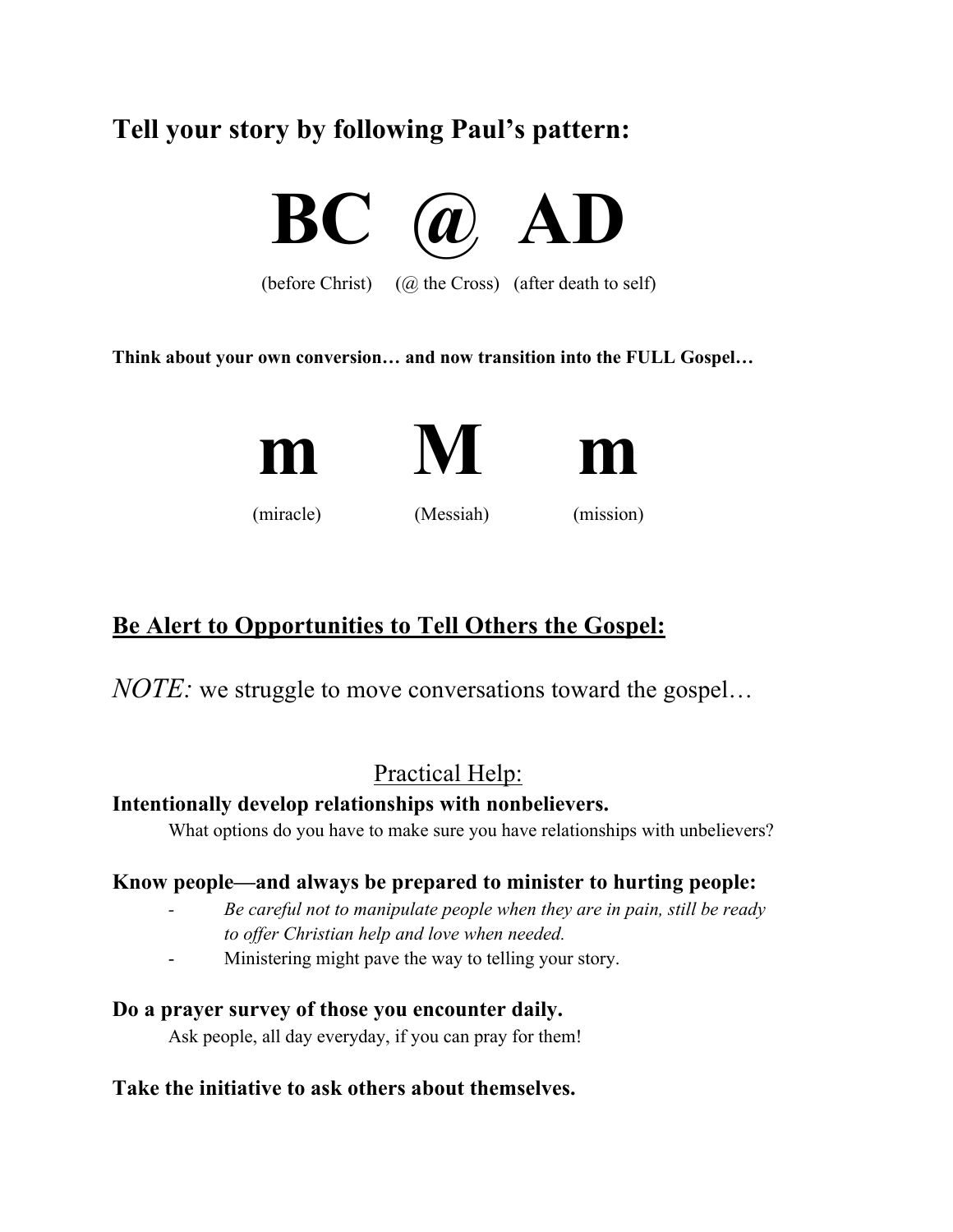## Tell your story by following Paul's pattern:

# BC @ AD

(before Christ) (@ the Cross) (after death to self)

**Think about your own conversion… and now transition into the FULL Gospel…**

# m M m

(miracle) (Messiah) (mission)

## <u>Be Alert to Opportunities to Tell Others the Gospel:</u>

*NOTE:* we struggle to move conversations toward the gospel…

### <u>Practical Help:</u>

**Intentionally develop relationships with nonbelievers.**

What options do you have to make sure you have relationships with unbelievers?

**Know people—and always be prepared to minister to hurting people:**

- *Be careful not to manipulate people when they are in pain, still be ready to offer Christian help and love when needed.*
- Ministering might pave the way to telling your story.

**Do a prayer survey of those you encounter daily.**

Ask people, all day everyday, if you can pray for them!

**Take the initiative to ask others about themselves.**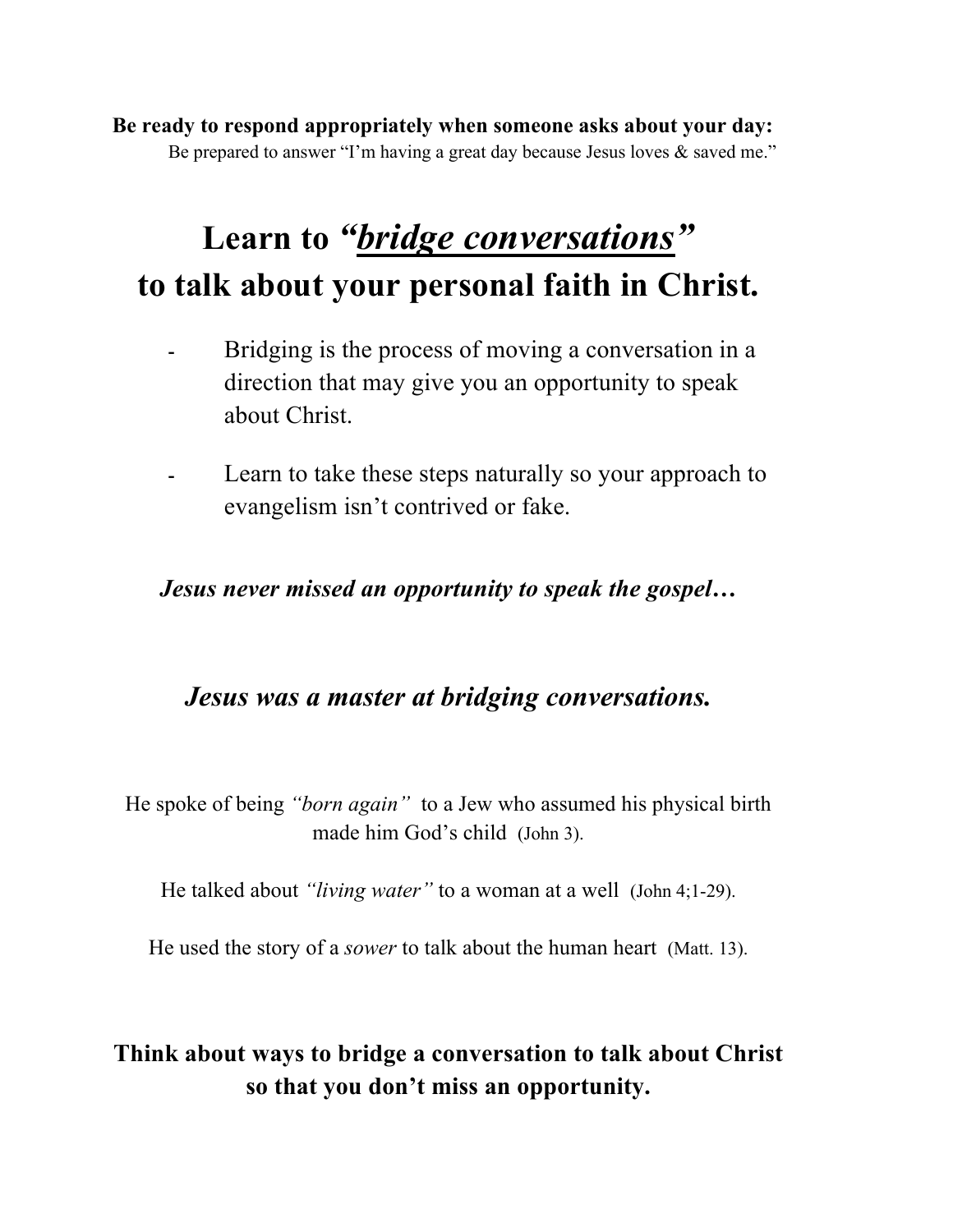**Be ready to respond appropriately when someone asks about your day:**

Be prepared to answer “I’m having a great day because Jesus loves & saved me.”

# Learn to *“bridge conversations”* to talk about your personal faith in Christ.

- Bridging is the process of moving a conversation in a direction that may give you an opportunity to speak about Christ.
- Learn to take these steps naturally so your approach to evangelism isn’t contrived or fake.

***Jesus never missed an opportunity to speak the gospel…***

***Jesus was a master at bridging conversations.***

He spoke of being *“born again”* to a Jew who assumed his physical birth made him God’s child (John 3).

He talked about *“living water”* to a woman at a well (John 4;1-29).

He used the story of a *sower* to talk about the human heart (Matt. 13).

**Think about ways to bridge a conversation to talk about Christ so that you don’t miss an opportunity.**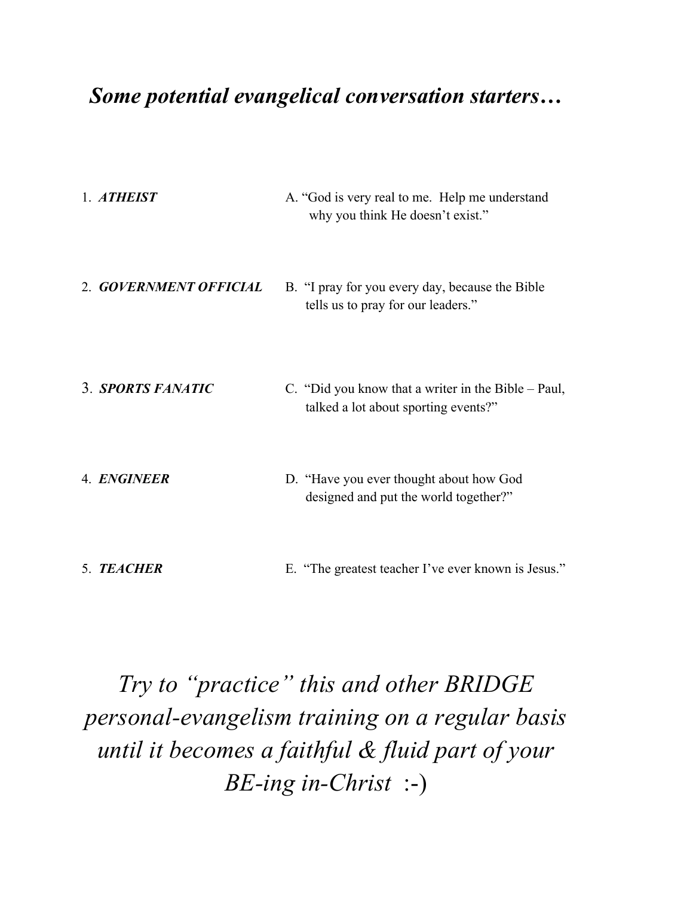## *Some potential evangelical conversation starters…*

1. ***ATHEIST*** — A. "God is very real to me. Help me understand why you think He doesn't exist."

2. ***GOVERNMENT OFFICIAL*** — B. "I pray for you every day, because the Bible tells us to pray for our leaders."

3. ***SPORTS FANATIC*** — C. "Did you know that a writer in the Bible – Paul, talked a lot about sporting events?"

4. ***ENGINEER*** — D. "Have you ever thought about how God designed and put the world together?"

5. ***TEACHER*** — E. "The greatest teacher I've ever known is Jesus."

*Try to "practice" this and other BRIDGE personal-evangelism training on a regular basis until it becomes a faithful & fluid part of your BE-ing in-Christ* :-)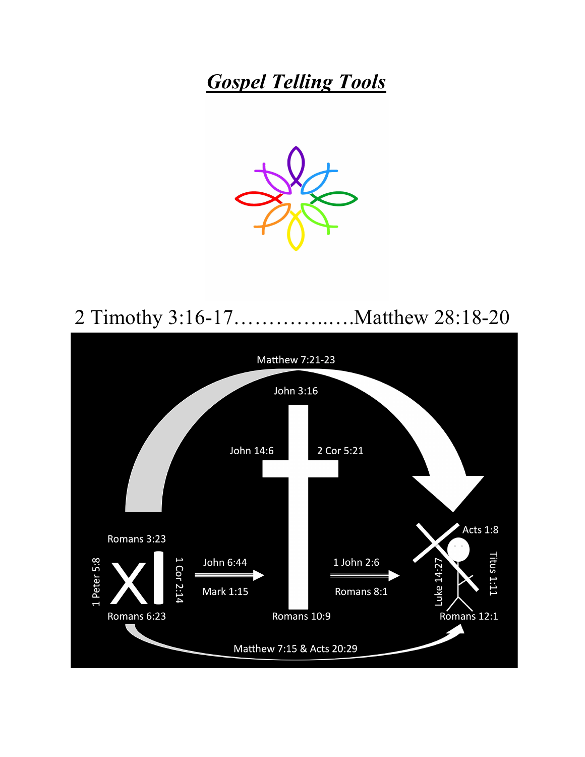# ***Gospel Telling Tools***

2 Timothy 3:16-17…………….….Matthew 28:18-20

Matthew 7:21-23

John 3:16

John 14:6

2 Cor 5:21

Romans 3:23

1 Peter 5:8

1 Cor 2:14

John 6:44

Mark 1:15

Romans 6:23

Romans 10:9

1 John 2:6

Romans 8:1

Acts 1:8

Luke 14:27

Titus 1:11

Romans 12:1

Matthew 7:15 & Acts 20:29